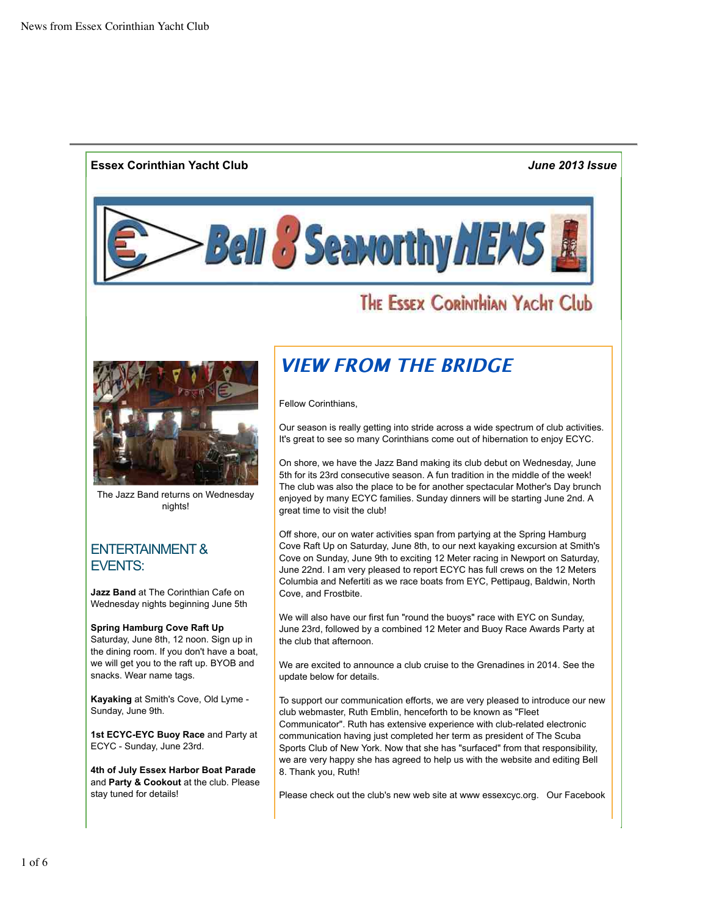**Essex Corinthian Yacht Club** *June 2013 Issue*

# Bell 8 Seaworthy NEWS

The Essex Corinthian Yacht Club

The Jazz Band returns on Wednesday nights!

## ENTERTAINMENT & EVENTS:

**Jazz Band** at The Corinthian Cafe on Wednesday nights beginning June 5th

**Spring Hamburg Cove Raft Up** Saturday, June 8th, 12 noon. Sign up in the dining room. If you don't have a boat, we will get you to the raft up. BYOB and snacks. Wear name tags.

**Kayaking** at Smith's Cove, Old Lyme - Sunday, June 9th.

**1st ECYC-EYC Buoy Race** and Party at ECYC - Sunday, June 23rd.

**4th of July Essex Harbor Boat Parade** and **Party & Cookout** at the club. Please stay tuned for details!

## *VIEW FROM THE BRIDGE*

Fellow Corinthians,

Our season is really getting into stride across a wide spectrum of club activities. It's great to see so many Corinthians come out of hibernation to enjoy ECYC.

On shore, we have the Jazz Band making its club debut on Wednesday, June 5th for its 23rd consecutive season. A fun tradition in the middle of the week! The club was also the place to be for another spectacular Mother's Day brunch enjoyed by many ECYC families. Sunday dinners will be starting June 2nd. A great time to visit the club!

Off shore, our on water activities span from partying at the Spring Hamburg Cove Raft Up on Saturday, June 8th, to our next kayaking excursion at Smith's Cove on Sunday, June 9th to exciting 12 Meter racing in Newport on Saturday, June 22nd. I am very pleased to report ECYC has full crews on the 12 Meters Columbia and Nefertiti as we race boats from EYC, Pettipaug, Baldwin, North Cove, and Frostbite.

We will also have our first fun "round the buoys" race with EYC on Sunday, June 23rd, followed by a combined 12 Meter and Buoy Race Awards Party at the club that afternoon.

We are excited to announce a club cruise to the Grenadines in 2014. See the update below for details.

To support our communication efforts, we are very pleased to introduce our new club webmaster, Ruth Emblin, henceforth to be known as "Fleet Communicator". Ruth has extensive experience with club-related electronic communication having just completed her term as president of The Scuba Sports Club of New York. Now that she has "surfaced" from that responsibility, we are very happy she has agreed to help us with the website and editing Bell 8. Thank you, Ruth!

Please check out the club's new web site at www essexcyc.org. Our Facebook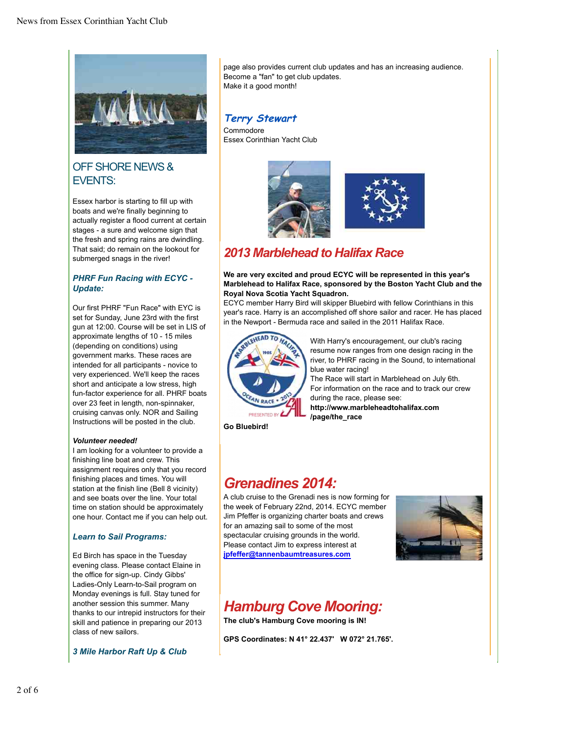## OFF SHORE NEWS & EVENTS:

Essex harbor is starting to fill up with boats and we're finally beginning to actually register a flood current at certain stages - a sure and welcome sign that the fresh and spring rains are dwindling. That said; do remain on the lookout for submerged snags in the river!

### *PHRF Fun Racing with ECYC - Update:*

Our first PHRF "Fun Race" with EYC is set for Sunday, June 23rd with the first gun at 12:00. Course will be set in LIS of approximate lengths of 10 - 15 miles (depending on conditions) using government marks. These races are intended for all participants - novice to very experienced. We'll keep the races short and anticipate a low stress, high fun-factor experience for all. PHRF boats over 23 feet in length, non-spinnaker, cruising canvas only. NOR and Sailing Instructions will be posted in the club.

***Volunteer needed!***

I am looking for a volunteer to provide a finishing line boat and crew. This assignment requires only that you record finishing places and times. You will station at the finish line (Bell 8 vicinity) and see boats over the line. Your total time on station should be approximately one hour. Contact me if you can help out.

### *Learn to Sail Programs:*

Ed Birch has space in the Tuesday evening class. Please contact Elaine in the office for sign-up. Cindy Gibbs' Ladies-Only Learn-to-Sail program on Monday evenings is full. Stay tuned for another session this summer. Many thanks to our intrepid instructors for their skill and patience in preparing our 2013 class of new sailors.

### *3 Mile Harbor Raft Up & Club*

page also provides current club updates and has an increasing audience. Become a "fan" to get club updates.
Make it a good month!

***Terry Stewart***
Commodore
Essex Corinthian Yacht Club

## *2013 Marblehead to Halifax Race*

**We are very excited and proud ECYC will be represented in this year's Marblehead to Halifax Race, sponsored by the Boston Yacht Club and the Royal Nova Scotia Yacht Squadron.**

ECYC member Harry Bird will skipper Bluebird with fellow Corinthians in this year's race. Harry is an accomplished off shore sailor and racer. He has placed in the Newport - Bermuda race and sailed in the 2011 Halifax Race.

With Harry's encouragement, our club's racing resume now ranges from one design racing in the river, to PHRF racing in the Sound, to international blue water racing!
The Race will start in Marblehead on July 6th.
For information on the race and to track our crew during the race, please see:
**http://www.marbleheadtohalifax.com/page/the_race**

**Go Bluebird!**

## *Grenadines 2014:*

A club cruise to the Grenadi nes is now forming for the week of February 22nd, 2014. ECYC member Jim Pfeffer is organizing charter boats and crews for an amazing sail to some of the most spectacular cruising grounds in the world.
Please contact Jim to express interest at **jpfeffer@tannenbaumtreasures.com**

## *Hamburg Cove Mooring:*

**The club's Hamburg Cove mooring is IN!**

**GPS Coordinates: N 41° 22.437' W 072° 21.765'.**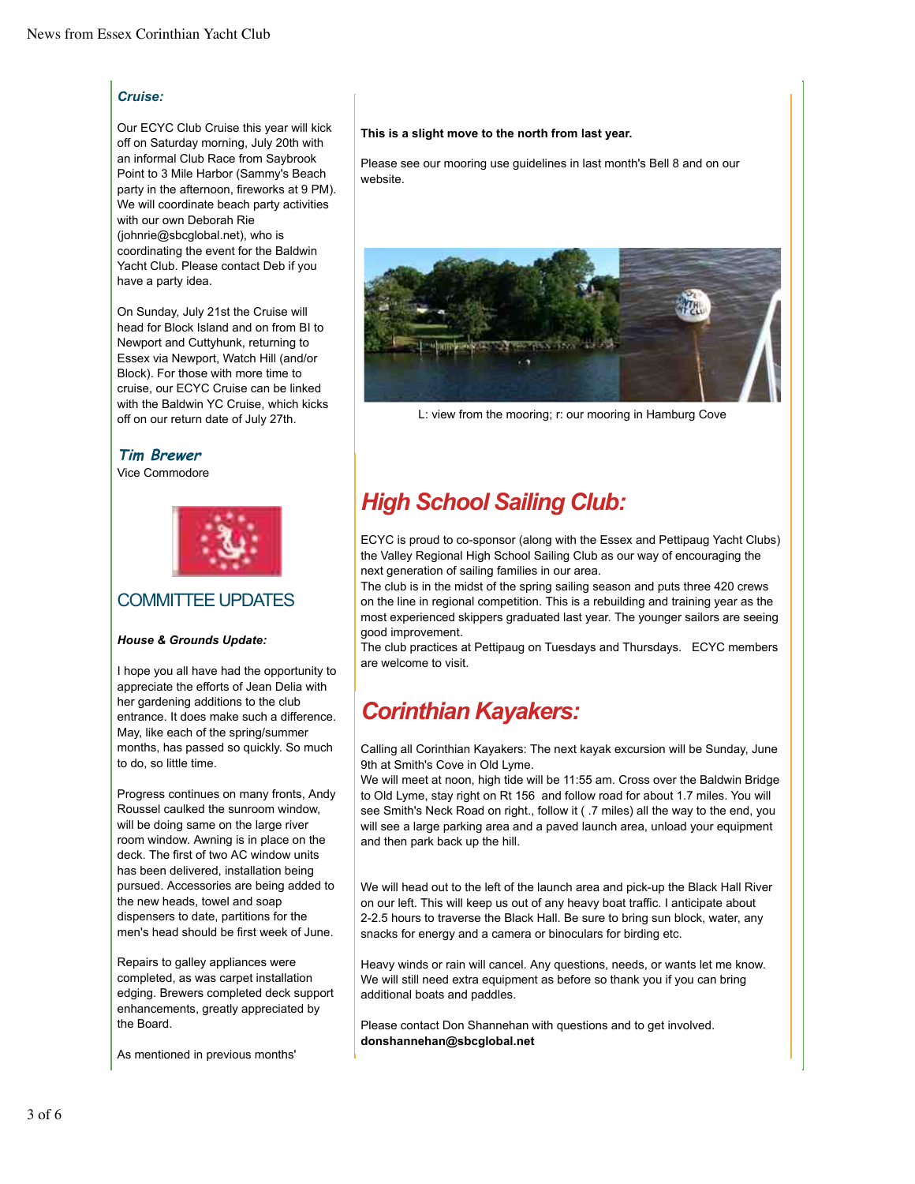### *Cruise:*

Our ECYC Club Cruise this year will kick off on Saturday morning, July 20th with an informal Club Race from Saybrook Point to 3 Mile Harbor (Sammy's Beach party in the afternoon, fireworks at 9 PM). We will coordinate beach party activities with our own Deborah Rie (johnrie@sbcglobal.net), who is coordinating the event for the Baldwin Yacht Club. Please contact Deb if you have a party idea.

On Sunday, July 21st the Cruise will head for Block Island and on from BI to Newport and Cuttyhunk, returning to Essex via Newport, Watch Hill (and/or Block). For those with more time to cruise, our ECYC Cruise can be linked with the Baldwin YC Cruise, which kicks off on our return date of July 27th.

***Tim Brewer***
Vice Commodore

## COMMITTEE UPDATES

***House & Grounds Update:***

I hope you all have had the opportunity to appreciate the efforts of Jean Delia with her gardening additions to the club entrance. It does make such a difference. May, like each of the spring/summer months, has passed so quickly. So much to do, so little time.

Progress continues on many fronts, Andy Roussel caulked the sunroom window, will be doing same on the large river room window. Awning is in place on the deck. The first of two AC window units has been delivered, installation being pursued. Accessories are being added to the new heads, towel and soap dispensers to date, partitions for the men's head should be first week of June.

Repairs to galley appliances were completed, as was carpet installation edging. Brewers completed deck support enhancements, greatly appreciated by the Board.

As mentioned in previous months'

**This is a slight move to the north from last year.**

Please see our mooring use guidelines in last month's Bell 8 and on our website.

L: view from the mooring; r: our mooring in Hamburg Cove

## *High School Sailing Club:*

ECYC is proud to co-sponsor (along with the Essex and Pettipaug Yacht Clubs) the Valley Regional High School Sailing Club as our way of encouraging the next generation of sailing families in our area.
The club is in the midst of the spring sailing season and puts three 420 crews on the line in regional competition. This is a rebuilding and training year as the most experienced skippers graduated last year. The younger sailors are seeing good improvement.
The club practices at Pettipaug on Tuesdays and Thursdays. ECYC members are welcome to visit.

## *Corinthian Kayakers:*

Calling all Corinthian Kayakers: The next kayak excursion will be Sunday, June 9th at Smith's Cove in Old Lyme.
We will meet at noon, high tide will be 11:55 am. Cross over the Baldwin Bridge to Old Lyme, stay right on Rt 156 and follow road for about 1.7 miles. You will see Smith's Neck Road on right., follow it ( .7 miles) all the way to the end, you will see a large parking area and a paved launch area, unload your equipment and then park back up the hill.

We will head out to the left of the launch area and pick-up the Black Hall River on our left. This will keep us out of any heavy boat traffic. I anticipate about 2-2.5 hours to traverse the Black Hall. Be sure to bring sun block, water, any snacks for energy and a camera or binoculars for birding etc.

Heavy winds or rain will cancel. Any questions, needs, or wants let me know. We will still need extra equipment as before so thank you if you can bring additional boats and paddles.

Please contact Don Shannehan with questions and to get involved.
**donshannehan@sbcglobal.net**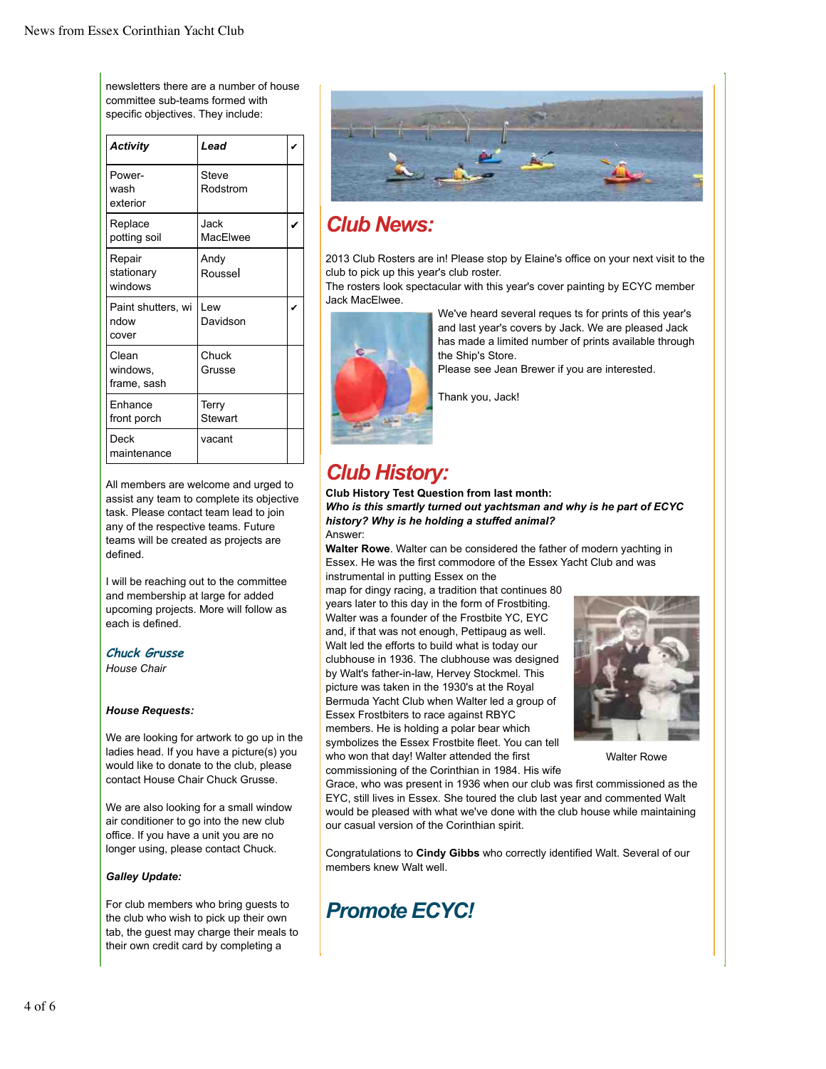newsletters there are a number of house committee sub-teams formed with specific objectives. They include:

| Activity | Lead | ✔ |
|---|---|---|
| Power-wash exterior | Steve Rodstrom | |
| Replace potting soil | Jack MacElwee | ✔ |
| Repair stationary windows | Andy Roussel | |
| Paint shutters, window cover | Lew Davidson | ✔ |
| Clean windows, frame, sash | Chuck Grusse | |
| Enhance front porch | Terry Stewart | |
| Deck maintenance | vacant | |

All members are welcome and urged to assist any team to complete its objective task. Please contact team lead to join any of the respective teams. Future teams will be created as projects are defined.

I will be reaching out to the committee and membership at large for added upcoming projects. More will follow as each is defined.

***Chuck Grusse***
*House Chair*

***House Requests:***

We are looking for artwork to go up in the ladies head. If you have a picture(s) you would like to donate to the club, please contact House Chair Chuck Grusse.

We are also looking for a small window air conditioner to go into the new club office. If you have a unit you are no longer using, please contact Chuck.

***Galley Update:***

For club members who bring guests to the club who wish to pick up their own tab, the guest may charge their meals to their own credit card by completing a

## *Club News:*

2013 Club Rosters are in! Please stop by Elaine's office on your next visit to the club to pick up this year's club roster.
The rosters look spectacular with this year's cover painting by ECYC member Jack MacElwee.

We've heard several reques ts for prints of this year's and last year's covers by Jack. We are pleased Jack has made a limited number of prints available through the Ship's Store.
Please see Jean Brewer if you are interested.

Thank you, Jack!

## *Club History:*

**Club History Test Question from last month:**
***Who is this smartly turned out yachtsman and why is he part of ECYC history? Why is he holding a stuffed animal?***
Answer:
**Walter Rowe**. Walter can be considered the father of modern yachting in Essex. He was the first commodore of the Essex Yacht Club and was instrumental in putting Essex on the map for dingy racing, a tradition that continues 80 years later to this day in the form of Frostbiting. Walter was a founder of the Frostbite YC, EYC and, if that was not enough, Pettipaug as well. Walt led the efforts to build what is today our clubhouse in 1936. The clubhouse was designed by Walt's father-in-law, Hervey Stockmel. This picture was taken in the 1930's at the Royal Bermuda Yacht Club when Walter led a group of Essex Frostbiters to race against RBYC members. He is holding a polar bear which symbolizes the Essex Frostbite fleet. You can tell who won that day! Walter attended the first commissioning of the Corinthian in 1984. His wife Grace, who was present in 1936 when our club was first commissioned as the EYC, still lives in Essex. She toured the club last year and commented Walt would be pleased with what we've done with the club house while maintaining our casual version of the Corinthian spirit.

Walter Rowe

Congratulations to **Cindy Gibbs** who correctly identified Walt. Several of our members knew Walt well.

## *Promote ECYC!*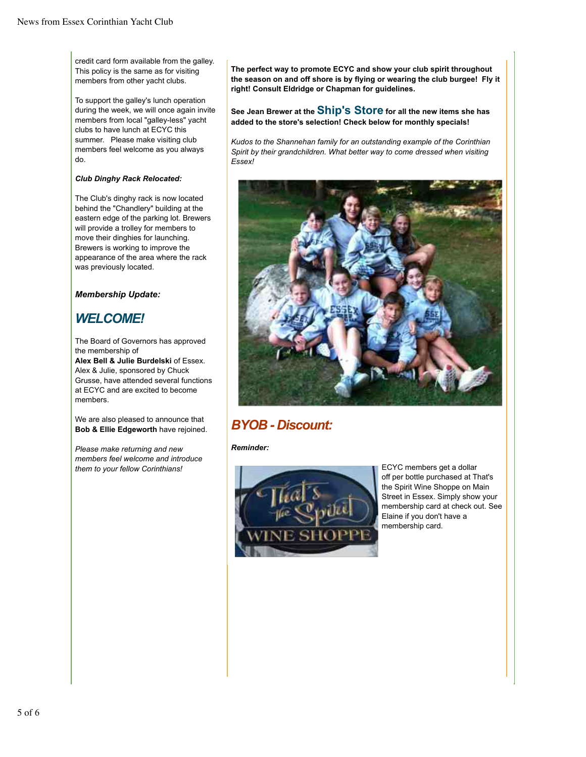credit card form available from the galley. This policy is the same as for visiting members from other yacht clubs.

To support the galley's lunch operation during the week, we will once again invite members from local "galley-less" yacht clubs to have lunch at ECYC this summer. Please make visiting club members feel welcome as you always do.

***Club Dinghy Rack Relocated:***

The Club's dinghy rack is now located behind the "Chandlery" building at the eastern edge of the parking lot. Brewers will provide a trolley for members to move their dinghies for launching. Brewers is working to improve the appearance of the area where the rack was previously located.

### *Membership Update:*

## *WELCOME!*

The Board of Governors has approved the membership of **Alex Bell & Julie Burdelski** of Essex. Alex & Julie, sponsored by Chuck Grusse, have attended several functions at ECYC and are excited to become members.

We are also pleased to announce that **Bob & Ellie Edgeworth** have rejoined.

*Please make returning and new members feel welcome and introduce them to your fellow Corinthians!*

**The perfect way to promote ECYC and show your club spirit throughout the season on and off shore is by flying or wearing the club burgee! Fly it right! Consult Eldridge or Chapman for guidelines.**

**See Jean Brewer at the Ship's Store for all the new items she has added to the store's selection! Check below for monthly specials!**

*Kudos to the Shannehan family for an outstanding example of the Corinthian Spirit by their grandchildren. What better way to come dressed when visiting Essex!*

## *BYOB - Discount:*

***Reminder:***

ECYC members get a dollar off per bottle purchased at That's the Spirit Wine Shoppe on Main Street in Essex. Simply show your membership card at check out. See Elaine if you don't have a membership card.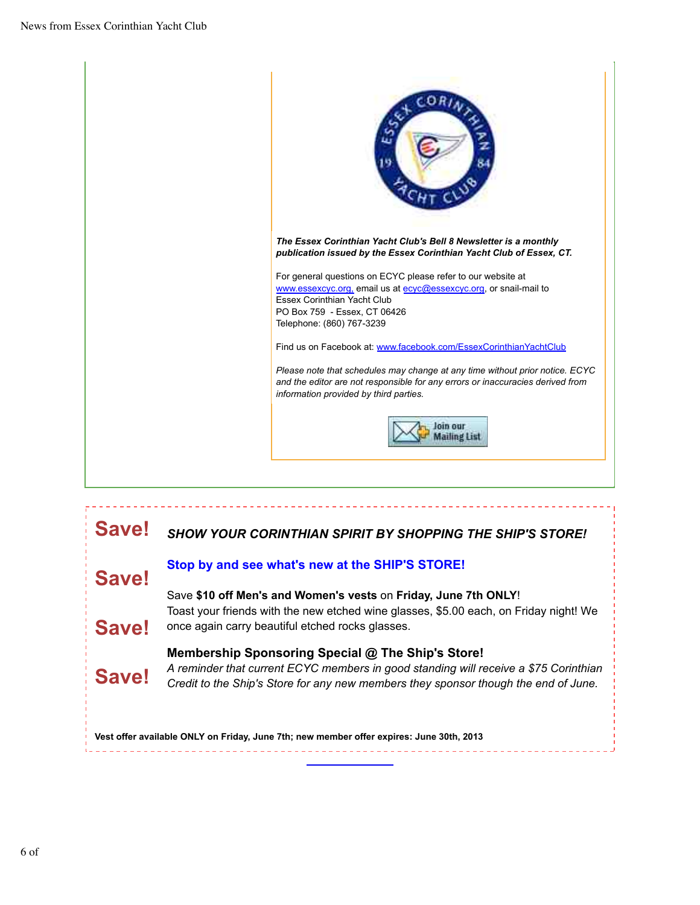***The Essex Corinthian Yacht Club's Bell 8 Newsletter is a monthly publication issued by the Essex Corinthian Yacht Club of Essex, CT.***

For general questions on ECYC please refer to our website at www.essexcyc.org, email us at ecyc@essexcyc.org, or snail-mail to
Essex Corinthian Yacht Club
PO Box 759 - Essex, CT 06426
Telephone: (860) 767-3239

Find us on Facebook at: www.facebook.com/EssexCorinthianYachtClub

*Please note that schedules may change at any time without prior notice. ECYC and the editor are not responsible for any errors or inaccuracies derived from information provided by third parties.*

Join our Mailing List

---

**Save!**

**Save!**

**Save!**

**Save!**

***SHOW YOUR CORINTHIAN SPIRIT BY SHOPPING THE SHIP'S STORE!***

**Stop by and see what's new at the SHIP'S STORE!**

Save **$10 off Men's and Women's vests** on **Friday, June 7th ONLY**!
Toast your friends with the new etched wine glasses, $5.00 each, on Friday night! We once again carry beautiful etched rocks glasses.

**Membership Sponsoring Special @ The Ship's Store!**
*A reminder that current ECYC members in good standing will receive a $75 Corinthian Credit to the Ship's Store for any new members they sponsor though the end of June.*

**Vest offer available ONLY on Friday, June 7th; new member offer expires: June 30th, 2013**